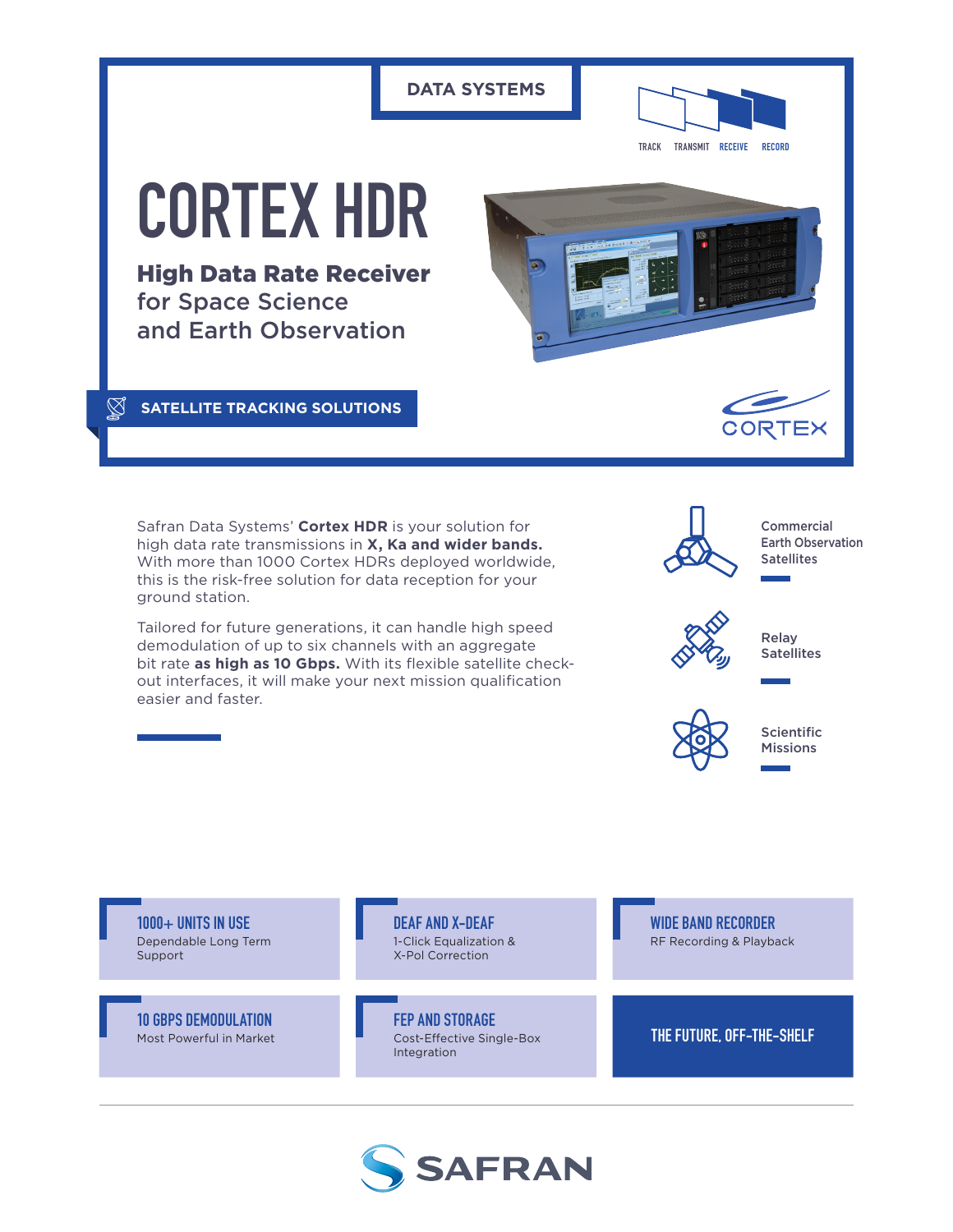DATA SYSTEMS

TRACK TRANSMIT RECEIVE RECORD

# CORTEX HDR

## High Data Rate Receiver for Space Science and Earth Observation

SATELLITE TRACKING SOLUTIONS

CORTEX

Safran Data Systems' **Cortex HDR** is your solution for high data rate transmissions in **X, Ka and wider bands.** With more than 1000 Cortex HDRs deployed worldwide, this is the risk-free solution for data reception for your ground station.

Tailored for future generations, it can handle high speed demodulation of up to six channels with an aggregate bit rate **as high as 10 Gbps.** With its flexible satellite check-out interfaces, it will make your next mission qualification easier and faster.

- Commercial Earth Observation Satellites
- Relay Satellites
- Scientific Missions

### 1000+ UNITS IN USE
Dependable Long Term Support

### DEAF AND X-DEAF
1-Click Equalization & X-Pol Correction

### WIDE BAND RECORDER
RF Recording & Playback

### 10 GBPS DEMODULATION
Most Powerful in Market

### FEP AND STORAGE
Cost-Effective Single-Box Integration

### THE FUTURE, OFF-THE-SHELF

SAFRAN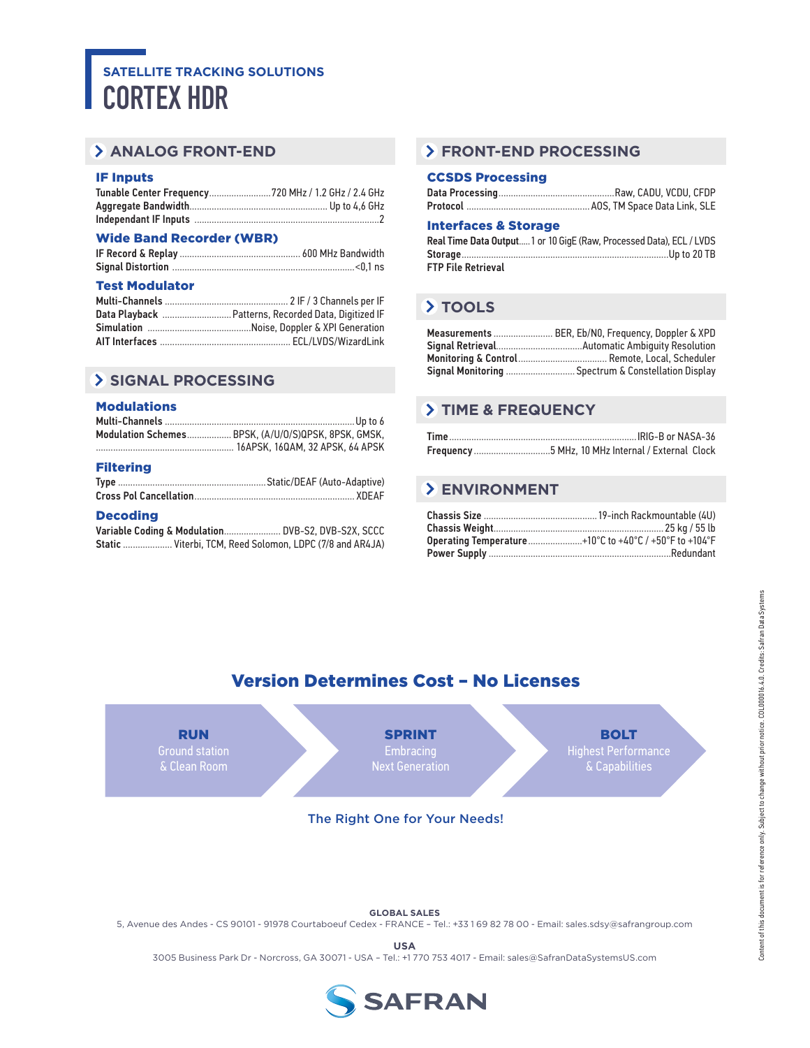### SATELLITE TRACKING SOLUTIONS

# CORTEX HDR

## ANALOG FRONT-END

### IF Inputs

**Tunable Center Frequency** ........................ 720 MHz / 1.2 GHz / 2.4 GHz
**Aggregate Bandwidth** ........................ Up to 4,6 GHz
**Independant IF Inputs** ........................ 2

### Wide Band Recorder (WBR)

**IF Record & Replay** ........................ 600 MHz Bandwidth
**Signal Distortion** ........................ <0,1 ns

### Test Modulator

**Multi-Channels** ........................ 2 IF / 3 Channels per IF
**Data Playback** ........................ Patterns, Recorded Data, Digitized IF
**Simulation** ........................ Noise, Doppler & XPI Generation
**AIT Interfaces** ........................ ECL/LVDS/WizardLink

## SIGNAL PROCESSING

### Modulations

**Multi-Channels** ........................ Up to 6
**Modulation Schemes** ........................ BPSK, (A/U/O/S)QPSK, 8PSK, GMSK,
........................ 16APSK, 16QAM, 32 APSK, 64 APSK

### Filtering

**Type** ........................ Static/DEAF (Auto-Adaptive)
**Cross Pol Cancellation** ........................ XDEAF

### Decoding

**Variable Coding & Modulation** ........................ DVB-S2, DVB-S2X, SCCC
**Static** ........................ Viterbi, TCM, Reed Solomon, LDPC (7/8 and AR4JA)

## FRONT-END PROCESSING

### CCSDS Processing

**Data Processing** ........................ Raw, CADU, VCDU, CFDP
**Protocol** ........................ AOS, TM Space Data Link, SLE

### Interfaces & Storage

**Real Time Data Output** ..... 1 or 10 GigE (Raw, Processed Data), ECL / LVDS
**Storage** ........................ Up to 20 TB
**FTP File Retrieval**

## TOOLS

**Measurements** ........................ BER, Eb/N0, Frequency, Doppler & XPD
**Signal Retrieval** ........................ Automatic Ambiguity Resolution
**Monitoring & Control** ........................ Remote, Local, Scheduler
**Signal Monitoring** ........................ Spectrum & Constellation Display

## TIME & FREQUENCY

**Time** ........................ IRIG-B or NASA-36
**Frequency** ........................ 5 MHz, 10 MHz Internal / External Clock

## ENVIRONMENT

**Chassis Size** ........................ 19-inch Rackmountable (4U)
**Chassis Weight** ........................ 25 kg / 55 lb
**Operating Temperature** ........................ +10°C to +40°C / +50°F to +104°F
**Power Supply** ........................ Redundant

## Version Determines Cost – No Licenses

**RUN**
Ground station
& Clean Room

**SPRINT**
Embracing
Next Generation

**BOLT**
Highest Performance
& Capabilities

The Right One for Your Needs!

**GLOBAL SALES**
5, Avenue des Andes - CS 90101 - 91978 Courtaboeuf Cedex - FRANCE – Tel.: +33 1 69 82 78 00 - Email: sales.sdsy@safrangroup.com

**USA**
3005 Business Park Dr - Norcross, GA 30071 - USA – Tel.: +1 770 753 4017 - Email: sales@SafranDataSystemsUS.com

SAFRAN

Content of this document is for reference only. Subject to change without prior notice. COL000016.4.0. Credits: Safran Data Systems